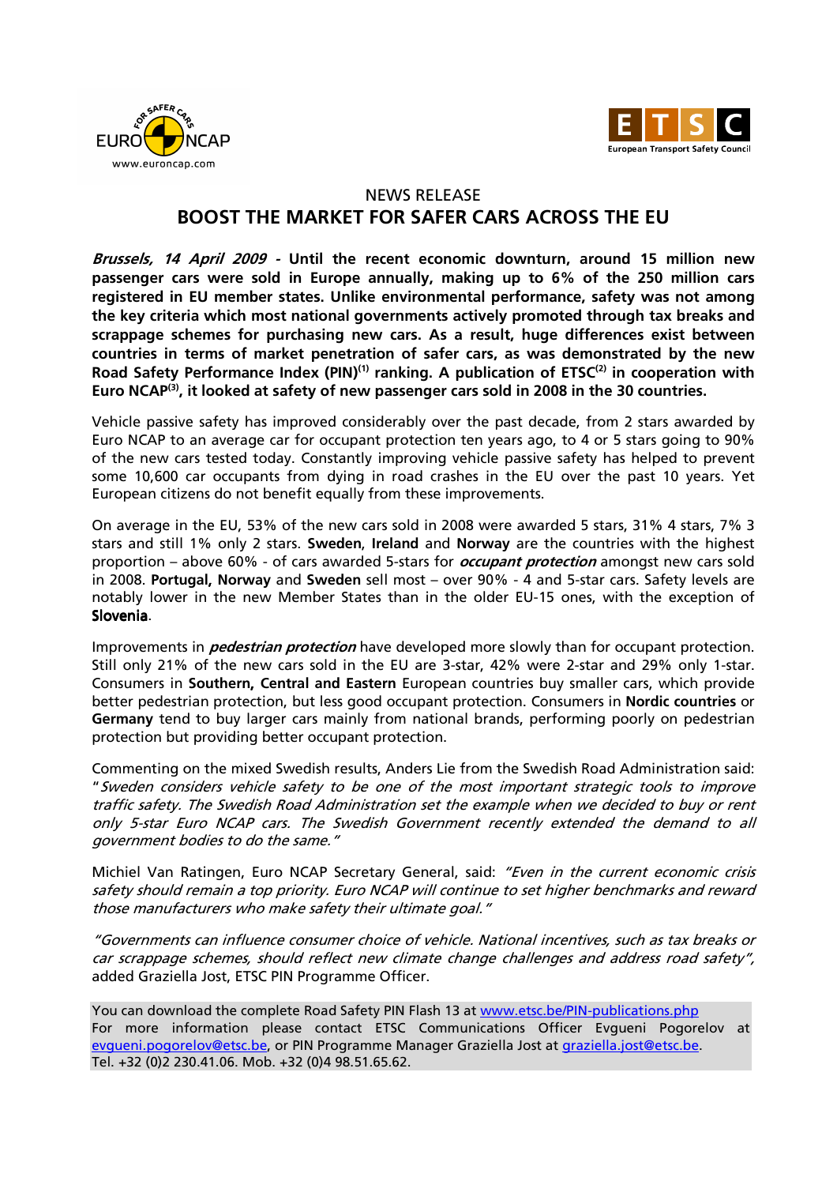NEWS RELEASE

# BOOST THE MARKET FOR SAFER CARS ACROSS THE EU

***Brussels, 14 April 2009*** **- Until the recent economic downturn, around 15 million new passenger cars were sold in Europe annually, making up to 6% of the 250 million cars registered in EU member states. Unlike environmental performance, safety was not among the key criteria which most national governments actively promoted through tax breaks and scrappage schemes for purchasing new cars. As a result, huge differences exist between countries in terms of market penetration of safer cars, as was demonstrated by the new Road Safety Performance Index (PIN)(1) ranking. A publication of ETSC(2) in cooperation with Euro NCAP(3), it looked at safety of new passenger cars sold in 2008 in the 30 countries.**

Vehicle passive safety has improved considerably over the past decade, from 2 stars awarded by Euro NCAP to an average car for occupant protection ten years ago, to 4 or 5 stars going to 90% of the new cars tested today. Constantly improving vehicle passive safety has helped to prevent some 10,600 car occupants from dying in road crashes in the EU over the past 10 years. Yet European citizens do not benefit equally from these improvements.

On average in the EU, 53% of the new cars sold in 2008 were awarded 5 stars, 31% 4 stars, 7% 3 stars and still 1% only 2 stars. **Sweden**, **Ireland** and **Norway** are the countries with the highest proportion – above 60% - of cars awarded 5-stars for ***occupant protection*** amongst new cars sold in 2008. **Portugal, Norway** and **Sweden** sell most – over 90% - 4 and 5-star cars. Safety levels are notably lower in the new Member States than in the older EU-15 ones, with the exception of **Slovenia**.

Improvements in ***pedestrian protection*** have developed more slowly than for occupant protection. Still only 21% of the new cars sold in the EU are 3-star, 42% were 2-star and 29% only 1-star. Consumers in **Southern, Central and Eastern** European countries buy smaller cars, which provide better pedestrian protection, but less good occupant protection. Consumers in **Nordic countries** or **Germany** tend to buy larger cars mainly from national brands, performing poorly on pedestrian protection but providing better occupant protection.

Commenting on the mixed Swedish results, Anders Lie from the Swedish Road Administration said: "*Sweden considers vehicle safety to be one of the most important strategic tools to improve traffic safety. The Swedish Road Administration set the example when we decided to buy or rent only 5-star Euro NCAP cars. The Swedish Government recently extended the demand to all government bodies to do the same."*

Michiel Van Ratingen, Euro NCAP Secretary General, said: *"Even in the current economic crisis safety should remain a top priority. Euro NCAP will continue to set higher benchmarks and reward those manufacturers who make safety their ultimate goal."*

*"Governments can influence consumer choice of vehicle. National incentives, such as tax breaks or car scrappage schemes, should reflect new climate change challenges and address road safety"*, added Graziella Jost, ETSC PIN Programme Officer.

You can download the complete Road Safety PIN Flash 13 at www.etsc.be/PIN-publications.php
For more information please contact ETSC Communications Officer Evgueni Pogorelov at evgueni.pogorelov@etsc.be, or PIN Programme Manager Graziella Jost at graziella.jost@etsc.be.
Tel. +32 (0)2 230.41.06. Mob. +32 (0)4 98.51.65.62.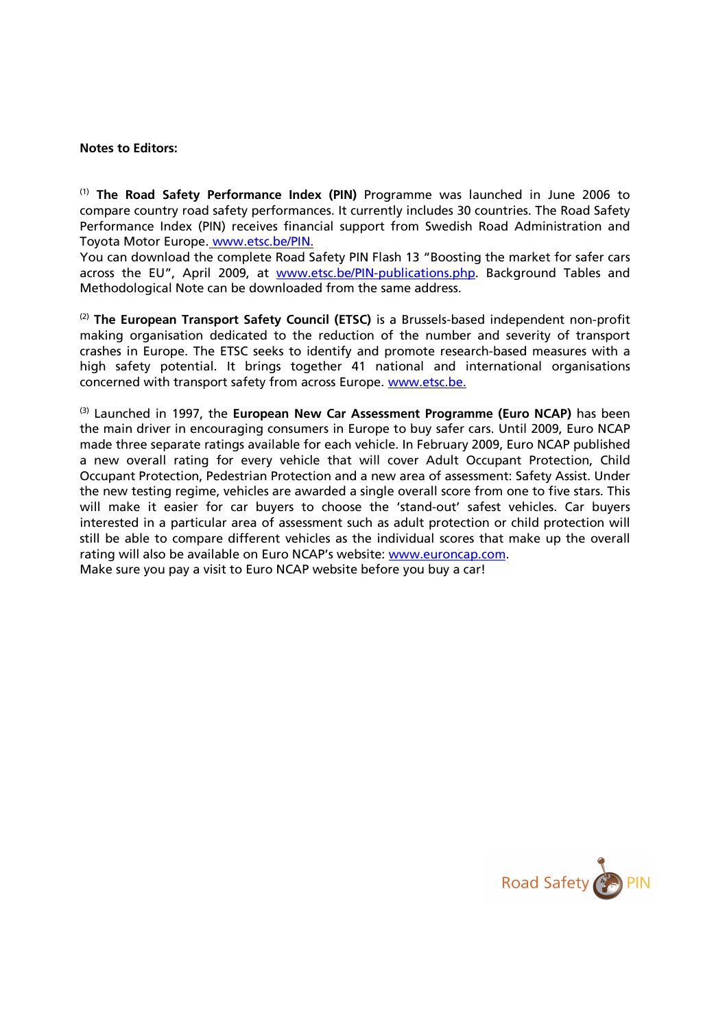**Notes to Editors:**

[1] **The Road Safety Performance Index (PIN)** Programme was launched in June 2006 to compare country road safety performances. It currently includes 30 countries. The Road Safety Performance Index (PIN) receives financial support from Swedish Road Administration and Toyota Motor Europe. www.etsc.be/PIN.

You can download the complete Road Safety PIN Flash 13 "Boosting the market for safer cars across the EU", April 2009, at www.etsc.be/PIN-publications.php. Background Tables and Methodological Note can be downloaded from the same address.

[2] **The European Transport Safety Council (ETSC)** is a Brussels-based independent non-profit making organisation dedicated to the reduction of the number and severity of transport crashes in Europe. The ETSC seeks to identify and promote research-based measures with a high safety potential. It brings together 41 national and international organisations concerned with transport safety from across Europe. www.etsc.be.

[3] Launched in 1997, the **European New Car Assessment Programme (Euro NCAP)** has been the main driver in encouraging consumers in Europe to buy safer cars. Until 2009, Euro NCAP made three separate ratings available for each vehicle. In February 2009, Euro NCAP published a new overall rating for every vehicle that will cover Adult Occupant Protection, Child Occupant Protection, Pedestrian Protection and a new area of assessment: Safety Assist. Under the new testing regime, vehicles are awarded a single overall score from one to five stars. This will make it easier for car buyers to choose the 'stand-out' safest vehicles. Car buyers interested in a particular area of assessment such as adult protection or child protection will still be able to compare different vehicles as the individual scores that make up the overall rating will also be available on Euro NCAP's website: www.euroncap.com.

Make sure you pay a visit to Euro NCAP website before you buy a car!